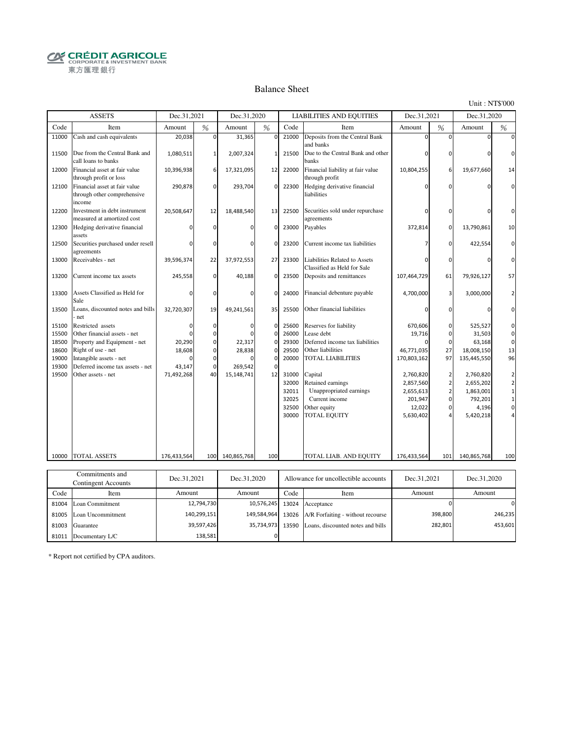CRÉDIT AGRICOLE
CORPORATE & INVESTMENT BANK
東方匯理銀行

## Balance Sheet

Unit : NT$'000

| ASSETS | | Dec.31,2021 | | Dec.31,2020 | | LIABILITIES AND EQUITIES | | Dec.31,2021 | | Dec.31,2020 | |
|---|---|---|---|---|---|---|---|---|---|---|---|
| Code | Item | Amount | % | Amount | % | Code | Item | Amount | % | Amount | % |
| 11000 | Cash and cash equivalents | 20,038 | 0 | 31,365 | 0 | 21000 | Deposits from the Central Bank and banks | 0 | 0 | 0 | 0 |
| 11500 | Due from the Central Bank and call loans to banks | 1,080,511 | 1 | 2,007,324 | 1 | 21500 | Due to the Central Bank and other banks | 0 | 0 | 0 | 0 |
| 12000 | Financial asset at fair value through profit or loss | 10,396,938 | 6 | 17,321,095 | 12 | 22000 | Financial liability at fair value through profit | 10,804,255 | 6 | 19,677,660 | 14 |
| 12100 | Financial asset at fair value through other comprehensive income | 290,878 | 0 | 293,704 | 0 | 22300 | Hedging derivative financial liabilities | 0 | 0 | 0 | 0 |
| 12200 | Investment in debt instrument measured at amortized cost | 20,508,647 | 12 | 18,488,540 | 13 | 22500 | Securities sold under repurchase agreements | 0 | 0 | 0 | 0 |
| 12300 | Hedging derivative financial assets | 0 | 0 | 0 | 0 | 23000 | Payables | 372,814 | 0 | 13,790,861 | 10 |
| 12500 | Securities purchased under resell agreements | 0 | 0 | 0 | 0 | 23200 | Current income tax liabilities | 7 | 0 | 422,554 | 0 |
| 13000 | Receivables - net | 39,596,374 | 22 | 37,972,553 | 27 | 23300 | Liabilities Related to Assets Classified as Held for Sale | 0 | 0 | 0 | 0 |
| 13200 | Current income tax assets | 245,558 | 0 | 40,188 | 0 | 23500 | Deposits and remittances | 107,464,729 | 61 | 79,926,127 | 57 |
| 13300 | Assets Classified as Held for Sale | 0 | 0 | 0 | 0 | 24000 | Financial debenture payable | 4,700,000 | 3 | 3,000,000 | 2 |
| 13500 | Loans, discounted notes and bills - net | 32,720,307 | 19 | 49,241,561 | 35 | 25500 | Other financial liabilities | 0 | 0 | 0 | 0 |
| 15100 | Restricted assets | 0 | 0 | 0 | 0 | 25600 | Reserves for liability | 670,606 | 0 | 525,527 | 0 |
| 15500 | Other financial assets - net | 0 | 0 | 0 | 0 | 26000 | Lease debt | 19,716 | 0 | 31,503 | 0 |
| 18500 | Property and Equipment - net | 20,290 | 0 | 22,317 | 0 | 29300 | Deferred income tax liabilities | 0 | 0 | 63,168 | 0 |
| 18600 | Right of use - net | 18,608 | 0 | 28,838 | 0 | 29500 | Other liabilities | 46,771,035 | 27 | 18,008,150 | 13 |
| 19000 | Intangible assets - net | 0 | 0 | 0 | 0 | 20000 | TOTAL LIABILITIES | 170,803,162 | 97 | 135,445,550 | 96 |
| 19300 | Deferred income tax assets - net | 43,147 | 0 | 269,542 | 0 | | | | | | |
| 19500 | Other assets - net | 71,492,268 | 40 | 15,148,741 | 12 | 31000 | Capital | 2,760,820 | 2 | 2,760,820 | 2 |
| | | | | | | 32000 | Retained earnings | 2,857,560 | 2 | 2,655,202 | 2 |
| | | | | | | 32011 | Unappropriated earnings | 2,655,613 | 2 | 1,863,001 | 1 |
| | | | | | | 32025 | Current income | 201,947 | 0 | 792,201 | 1 |
| | | | | | | 32500 | Other equity | 12,022 | 0 | 4,196 | 0 |
| | | | | | | 30000 | TOTAL EQUITY | 5,630,402 | 4 | 5,420,218 | 4 |
| 10000 | TOTAL ASSETS | 176,433,564 | 100 | 140,865,768 | 100 | | TOTAL LIAB. AND EQUITY | 176,433,564 | 101 | 140,865,768 | 100 |

| Commitments and Contingent Accounts | | Dec.31,2021 | Dec.31,2020 | Allowance for uncollectible accounts | | Dec.31,2021 | Dec.31,2020 |
|---|---|---|---|---|---|---|---|
| Code | Item | Amount | Amount | Code | Item | Amount | Amount |
| 81004 | Loan Commitment | 12,794,730 | 10,576,245 | 13024 | Acceptance | 0 | 0 |
| 81005 | Loan Uncommitment | 140,299,151 | 149,584,964 | 13026 | A/R Forfaiting - without recourse | 398,800 | 246,235 |
| 81003 | Guarantee | 39,597,426 | 35,734,973 | 13590 | Loans, discounted notes and bills | 282,801 | 453,601 |
| 81011 | Documentary L/C | 138,581 | 0 | | | | |

* Report not certified by CPA auditors.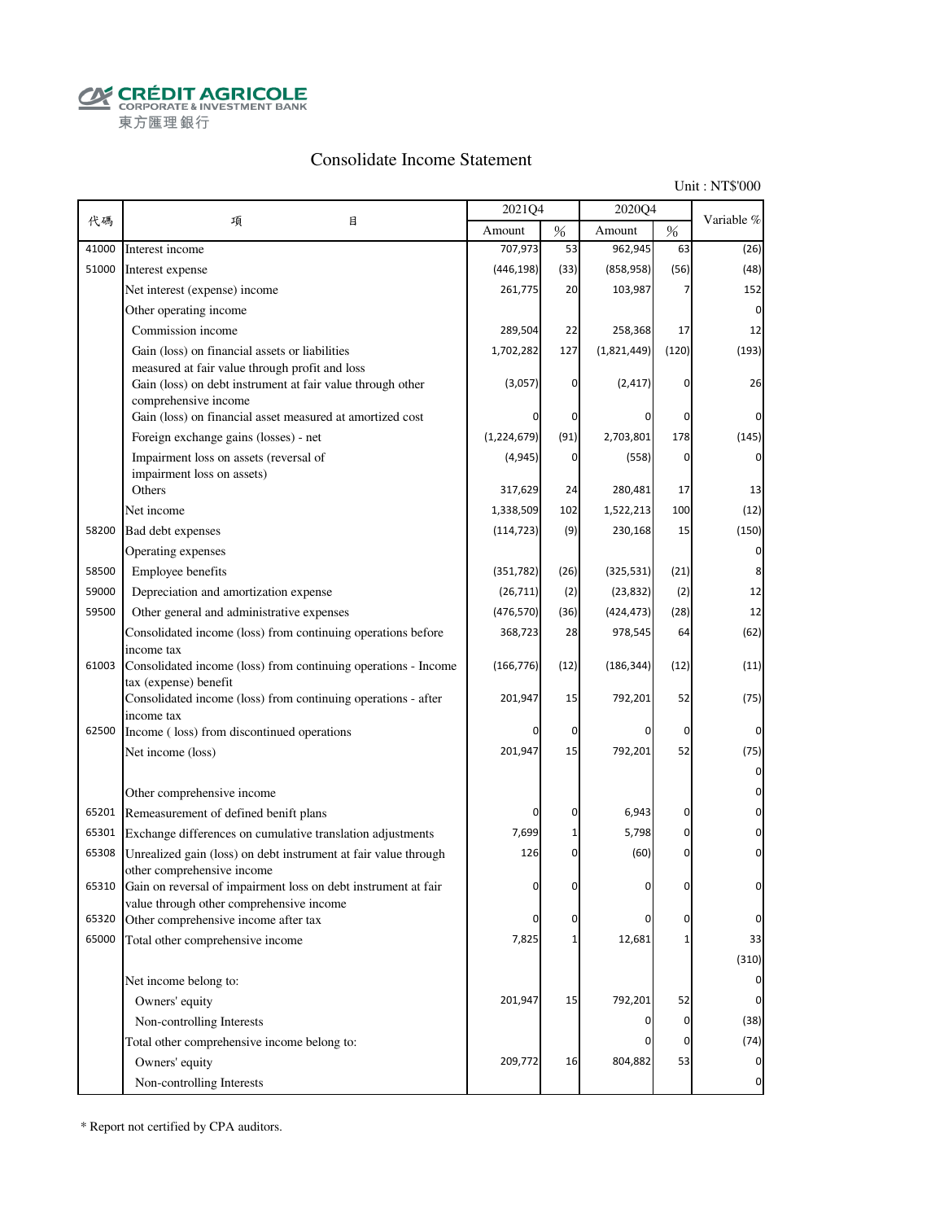CRÉDIT AGRICOLE
CORPORATE & INVESTMENT BANK
東方匯理銀行

# Consolidate Income Statement

Unit : NT$'000

| 代碼 | 項　　目 | 2021Q4 | | 2020Q4 | | Variable % |
|---|---|---|---|---|---|---|
| | | Amount | % | Amount | % | |
| 41000 | Interest income | 707,973 | 53 | 962,945 | 63 | (26) |
| 51000 | Interest expense | (446,198) | (33) | (858,958) | (56) | (48) |
| | Net interest (expense) income | 261,775 | 20 | 103,987 | 7 | 152 |
| | Other operating income | | | | | 0 |
| | Commission income | 289,504 | 22 | 258,368 | 17 | 12 |
| | Gain (loss) on financial assets or liabilities measured at fair value through profit and loss | 1,702,282 | 127 | (1,821,449) | (120) | (193) |
| | Gain (loss) on debt instrument at fair value through other comprehensive income | (3,057) | 0 | (2,417) | 0 | 26 |
| | Gain (loss) on financial asset measured at amortized cost | 0 | 0 | 0 | 0 | 0 |
| | Foreign exchange gains (losses) - net | (1,224,679) | (91) | 2,703,801 | 178 | (145) |
| | Impairment loss on assets (reversal of impairment loss on assets) | (4,945) | 0 | (558) | 0 | 0 |
| | Others | 317,629 | 24 | 280,481 | 17 | 13 |
| | Net income | 1,338,509 | 102 | 1,522,213 | 100 | (12) |
| 58200 | Bad debt expenses | (114,723) | (9) | 230,168 | 15 | (150) |
| | Operating expenses | | | | | 0 |
| 58500 | Employee benefits | (351,782) | (26) | (325,531) | (21) | 8 |
| 59000 | Depreciation and amortization expense | (26,711) | (2) | (23,832) | (2) | 12 |
| 59500 | Other general and administrative expenses | (476,570) | (36) | (424,473) | (28) | 12 |
| | Consolidated income (loss) from continuing operations before income tax | 368,723 | 28 | 978,545 | 64 | (62) |
| 61003 | Consolidated income (loss) from continuing operations - Income tax (expense) benefit | (166,776) | (12) | (186,344) | (12) | (11) |
| | Consolidated income (loss) from continuing operations - after income tax | 201,947 | 15 | 792,201 | 52 | (75) |
| 62500 | Income ( loss) from discontinued operations | 0 | 0 | 0 | 0 | 0 |
| | Net income (loss) | 201,947 | 15 | 792,201 | 52 | (75) |
| | | | | | | 0 |
| | Other comprehensive income | | | | | 0 |
| 65201 | Remeasurement of defined benift plans | 0 | 0 | 6,943 | 0 | 0 |
| 65301 | Exchange differences on cumulative translation adjustments | 7,699 | 1 | 5,798 | 0 | 0 |
| 65308 | Unrealized gain (loss) on debt instrument at fair value through other comprehensive income | 126 | 0 | (60) | 0 | 0 |
| 65310 | Gain on reversal of impairment loss on debt instrument at fair value through other comprehensive income | 0 | 0 | 0 | 0 | 0 |
| 65320 | Other comprehensive income after tax | 0 | 0 | 0 | 0 | 0 |
| 65000 | Total other comprehensive income | 7,825 | 1 | 12,681 | 1 | 33 |
| | | | | | | (310) |
| | Net income belong to: | | | | | 0 |
| | Owners' equity | 201,947 | 15 | 792,201 | 52 | 0 |
| | Non-controlling Interests | | | 0 | 0 | (38) |
| | Total other comprehensive income belong to: | | | 0 | 0 | (74) |
| | Owners' equity | 209,772 | 16 | 804,882 | 53 | 0 |
| | Non-controlling Interests | | | | | 0 |

* Report not certified by CPA auditors.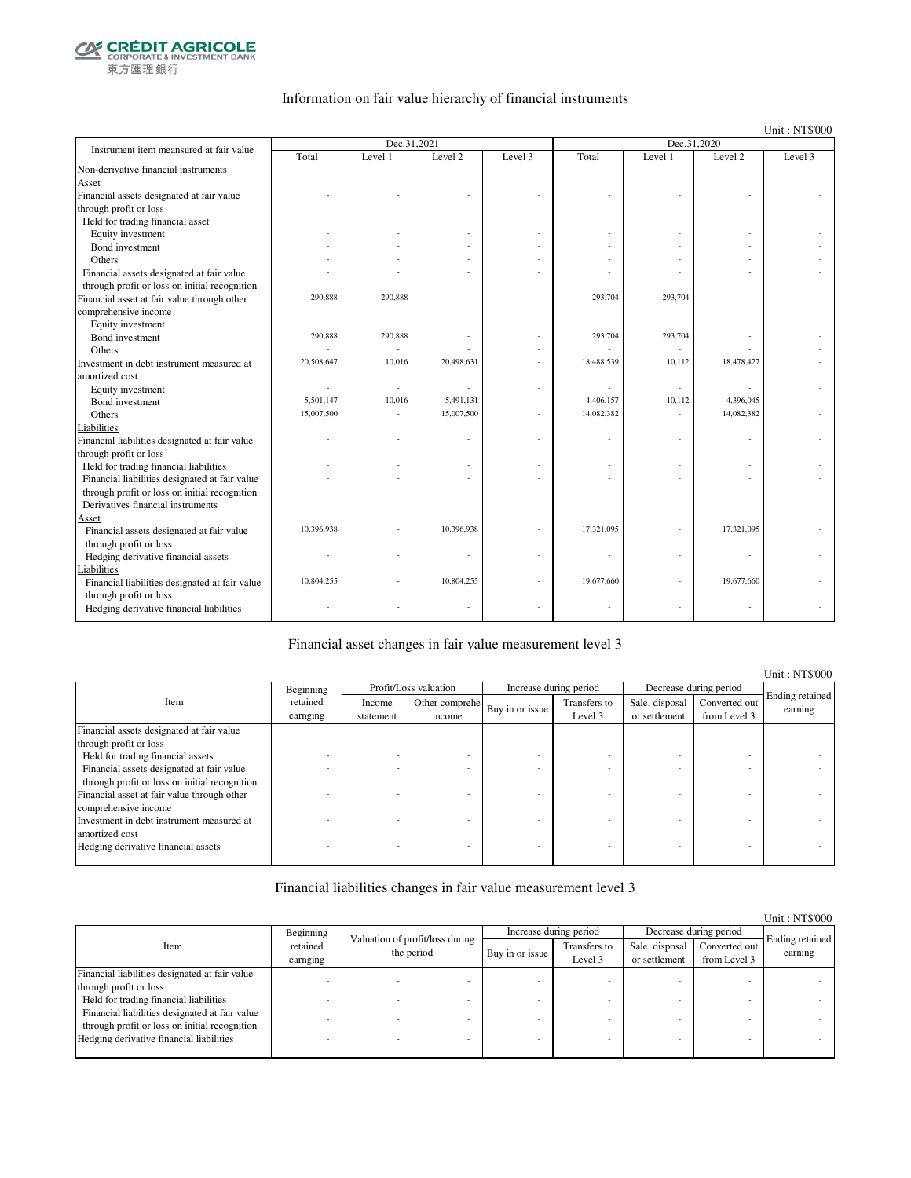CRÉDIT AGRICOLE CORPORATE & INVESTMENT BANK
東方匯理銀行

## Information on fair value hierarchy of financial instruments

Unit : NT$'000

| Instrument item measured at fair value | Dec.31,2021 | | | | Dec.31,2020 | | | |
|---|---|---|---|---|---|---|---|---|
| | Total | Level 1 | Level 2 | Level 3 | Total | Level 1 | Level 2 | Level 3 |
| Non-derivative financial instruments | | | | | | | | |
| Asset | | | | | | | | |
| Financial assets designated at fair value through profit or loss | - | - | - | - | - | - | - | - |
| Held for trading financial asset | - | - | - | - | - | - | - | - |
| Equity investment | - | - | - | - | - | - | - | - |
| Bond investment | - | - | - | - | - | - | - | - |
| Others | - | - | - | - | - | - | - | - |
| Financial assets designated at fair value through profit or loss on initial recognition | - | - | - | - | - | - | - | - |
| Financial asset at fair value through other comprehensive income | 290,888 | 290,888 | - | - | 293,704 | 293,704 | - | - |
| Equity investment | - | - | - | - | - | - | - | - |
| Bond investment | 290,888 | 290,888 | - | - | 293,704 | 293,704 | - | - |
| Others | - | - | - | - | - | - | - | - |
| Investment in debt instrument measured at amortized cost | 20,508,647 | 10,016 | 20,498,631 | - | 18,488,539 | 10,112 | 18,478,427 | - |
| Equity investment | - | - | - | - | - | - | - | - |
| Bond investment | 5,501,147 | 10,016 | 5,491,131 | - | 4,406,157 | 10,112 | 4,396,045 | - |
| Others | 15,007,500 | - | 15,007,500 | - | 14,082,382 | - | 14,082,382 | - |
| Liabilities | | | | | | | | |
| Financial liabilities designated at fair value through profit or loss | - | - | - | - | - | - | - | - |
| Held for trading financial liabilities | - | - | - | - | - | - | - | - |
| Financial liabilities designated at fair value through profit or loss on initial recognition | - | - | - | - | - | - | - | - |
| Derivatives financial instruments | | | | | | | | |
| Asset | | | | | | | | |
| Financial assets designated at fair value through profit or loss | 10,396,938 | - | 10,396,938 | - | 17,321,095 | - | 17,321,095 | - |
| Hedging derivative financial assets | - | - | - | - | - | - | - | - |
| Liabilities | | | | | | | | |
| Financial liabilities designated at fair value through profit or loss | 10,804,255 | - | 10,804,255 | - | 19,677,660 | - | 19,677,660 | - |
| Hedging derivative financial liabilities | - | - | - | - | - | - | - | - |

## Financial asset changes in fair value measurement level 3

Unit : NT$'000

| Item | Beginning retained earnging | Profit/Loss valuation | | Increase during period | | Decrease during period | | Ending retained earning |
|---|---|---|---|---|---|---|---|---|
| | | Income statement | Other comprehe income | Buy in or issue | Transfers to Level 3 | Sale, disposal or settlement | Converted out from Level 3 | |
| Financial assets designated at fair value through profit or loss | - | - | - | - | - | - | - | - |
| Held for trading financial assets | - | - | - | - | - | - | - | - |
| Financial assets designated at fair value through profit or loss on initial recognition | - | - | - | - | - | - | - | - |
| Financial asset at fair value through other comprehensive income | - | - | - | - | - | - | - | - |
| Investment in debt instrument measured at amortized cost | - | - | - | - | - | - | - | - |
| Hedging derivative financial assets | - | - | - | - | - | - | - | - |

## Financial liabilities changes in fair value measurement level 3

Unit : NT$'000

| Item | Beginning retained earnging | Valuation of profit/loss during the period | | Increase during period | | Decrease during period | | Ending retained earning |
|---|---|---|---|---|---|---|---|---|
| | | | | Buy in or issue | Transfers to Level 3 | Sale, disposal or settlement | Converted out from Level 3 | |
| Financial liabilities designated at fair value through profit or loss | - | - | - | - | - | - | - | - |
| Held for trading financial liabilities | - | - | - | - | - | - | - | - |
| Financial liabilities designated at fair value through profit or loss on initial recognition | - | - | - | - | - | - | - | - |
| Hedging derivative financial liabilities | - | - | - | - | - | - | - | - |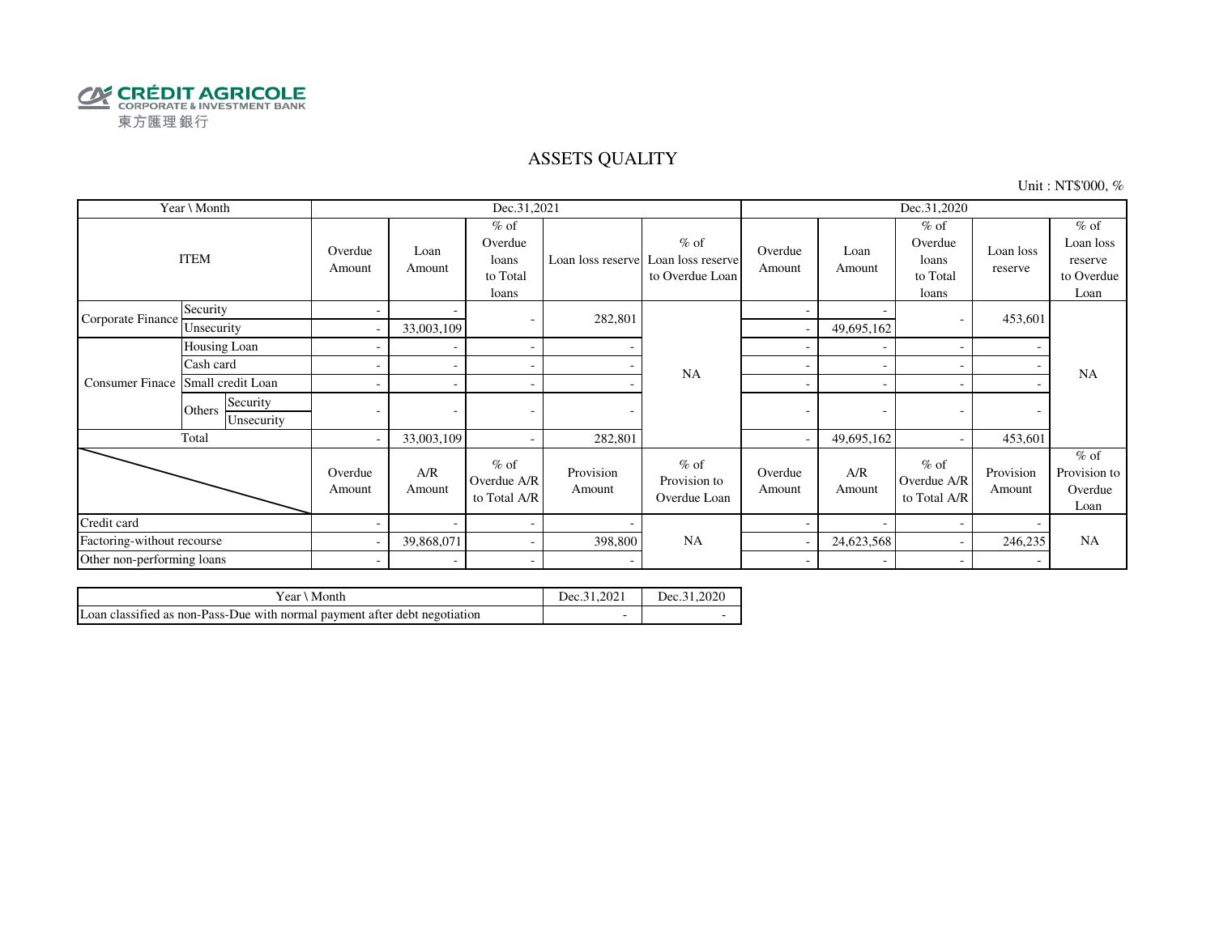CRÉDIT AGRICOLE
CORPORATE & INVESTMENT BANK
東方匯理銀行

# ASSETS QUALITY

Unit : NT$'000, %

| Year \ Month | | | Dec.31,2021 | | | | | Dec.31,2020 | | | | |
|---|---|---|---|---|---|---|---|---|---|---|---|---|
| ITEM | | | Overdue Amount | Loan Amount | % of Overdue loans to Total loans | Loan loss reserve | % of Loan loss reserve to Overdue Loan | Overdue Amount | Loan Amount | % of Overdue loans to Total loans | Loan loss reserve | % of Loan loss reserve to Overdue Loan |
| Corporate Finance | Security | | - | - | - | 282,801 | NA | - | - | - | 453,601 | NA |
| | Unsecurity | | - | 33,003,109 | | | | - | 49,695,162 | | | |
| Consumer Finace | Housing Loan | | - | - | - | - | | - | - | - | - | |
| | Cash card | | - | - | - | - | | - | - | - | - | |
| | Small credit Loan | | - | - | - | - | | - | - | - | - | |
| | Others | Security | - | - | - | - | | - | - | - | - | |
| | | Unsecurity | | | | | | | | | | |
| Total | | | - | 33,003,109 | - | 282,801 | | - | 49,695,162 | - | 453,601 | |
| | | | Overdue Amount | A/R Amount | % of Overdue A/R to Total A/R | Provision Amount | % of Provision to Overdue Loan | Overdue Amount | A/R Amount | % of Overdue A/R to Total A/R | Provision Amount | % of Provision to Overdue Loan |
| Credit card | | | - | - | - | - | NA | - | - | - | - | NA |
| Factoring-without recourse | | | - | 39,868,071 | - | 398,800 | | - | 24,623,568 | - | 246,235 | |
| Other non-performing loans | | | - | - | - | - | | - | - | - | - | |

| Year \ Month | Dec.31,2021 | Dec.31,2020 |
|---|---|---|
| Loan classified as non-Pass-Due with normal payment after debt negotiation | - | - |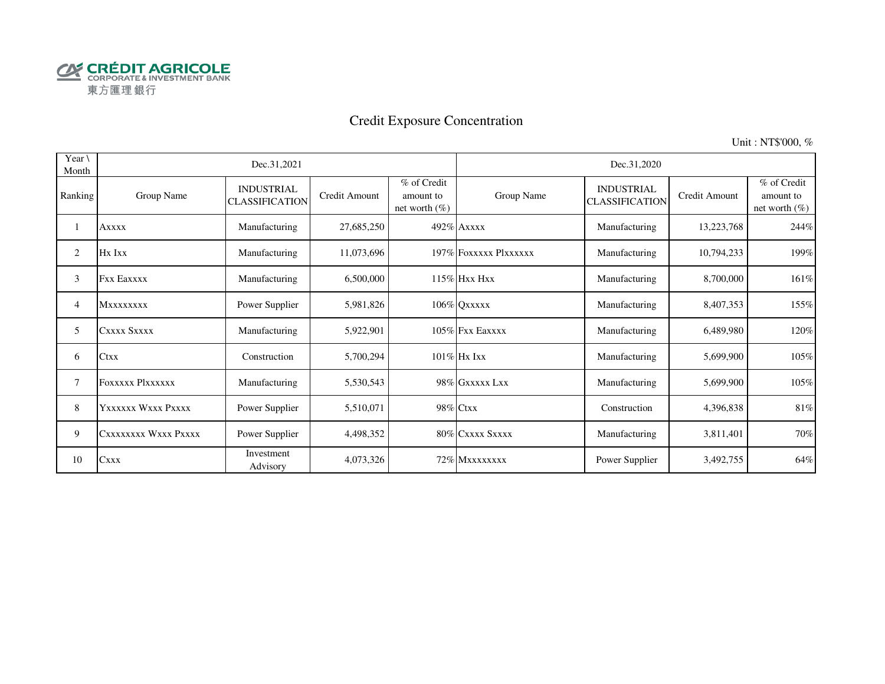CRÉDIT AGRICOLE
CORPORATE & INVESTMENT BANK
東方匯理銀行

# Credit Exposure Concentration

Unit : NT$'000, %

| Year \ Month | Dec.31,2021 | | | | Dec.31,2020 | | | |
|---|---|---|---|---|---|---|---|---|
| Ranking | Group Name | INDUSTRIAL CLASSIFICATION | Credit Amount | % of Credit amount to net worth (%) | Group Name | INDUSTRIAL CLASSIFICATION | Credit Amount | % of Credit amount to net worth (%) |
| 1 | Axxxx | Manufacturing | 27,685,250 | 492% | Axxxx | Manufacturing | 13,223,768 | 244% |
| 2 | Hx Ixx | Manufacturing | 11,073,696 | 197% | Foxxxxx Plxxxxxx | Manufacturing | 10,794,233 | 199% |
| 3 | Fxx Eaxxxx | Manufacturing | 6,500,000 | 115% | Hxx Hxx | Manufacturing | 8,700,000 | 161% |
| 4 | Mxxxxxxxx | Power Supplier | 5,981,826 | 106% | Qxxxxx | Manufacturing | 8,407,353 | 155% |
| 5 | Cxxxx Sxxxx | Manufacturing | 5,922,901 | 105% | Fxx Eaxxxx | Manufacturing | 6,489,980 | 120% |
| 6 | Ctxx | Construction | 5,700,294 | 101% | Hx Ixx | Manufacturing | 5,699,900 | 105% |
| 7 | Foxxxxx Plxxxxxx | Manufacturing | 5,530,543 | 98% | Gxxxxx Lxx | Manufacturing | 5,699,900 | 105% |
| 8 | Yxxxxxx Wxxx Pxxxx | Power Supplier | 5,510,071 | 98% | Ctxx | Construction | 4,396,838 | 81% |
| 9 | Cxxxxxxxx Wxxx Pxxxx | Power Supplier | 4,498,352 | 80% | Cxxxx Sxxxx | Manufacturing | 3,811,401 | 70% |
| 10 | Cxxx | Investment Advisory | 4,073,326 | 72% | Mxxxxxxxx | Power Supplier | 3,492,755 | 64% |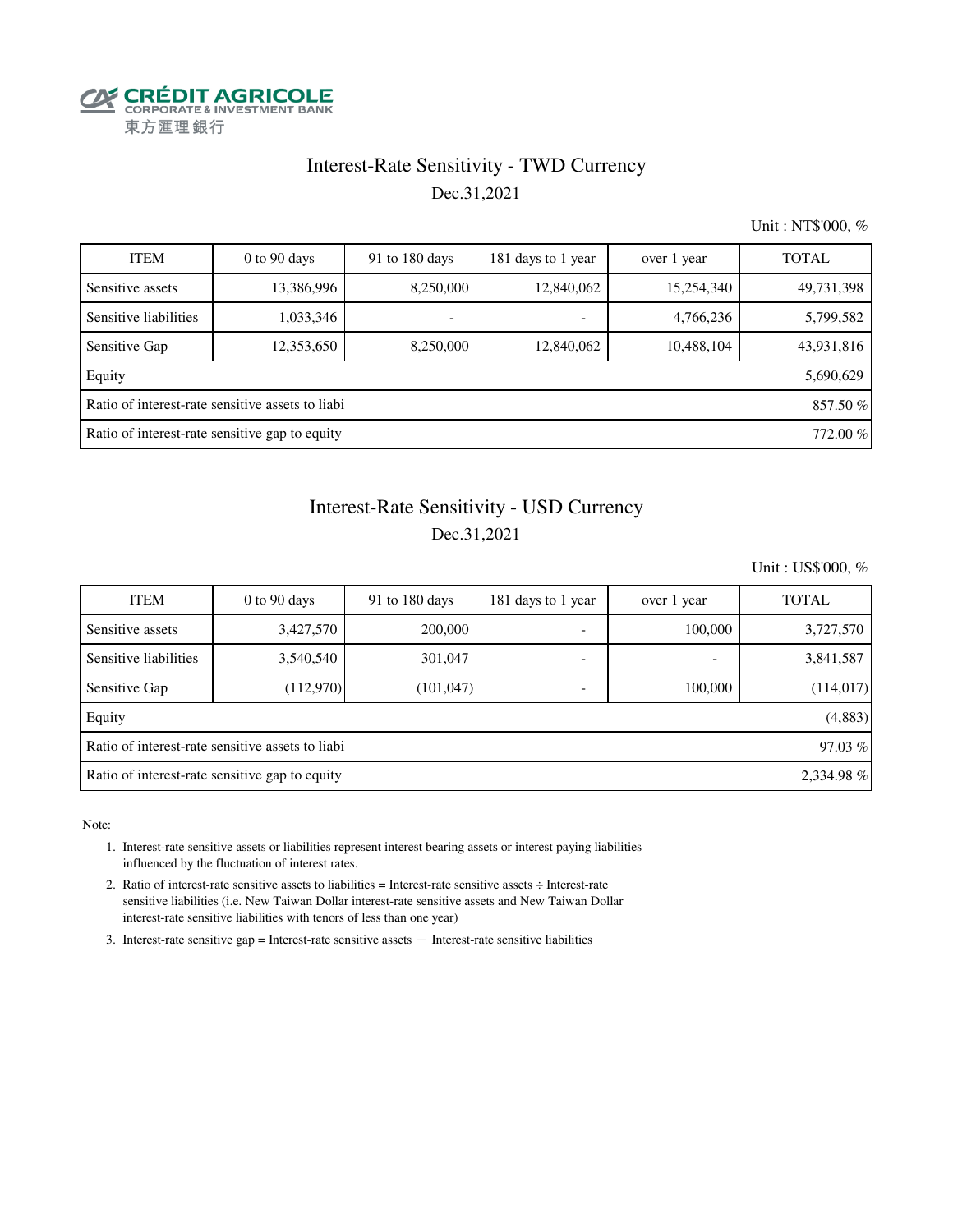CRÉDIT AGRICOLE
CORPORATE & INVESTMENT BANK
東方匯理銀行

## Interest-Rate Sensitivity - TWD Currency

Dec.31,2021

Unit : NT$'000, %

| ITEM | 0 to 90 days | 91 to 180 days | 181 days to 1 year | over 1 year | TOTAL |
|---|---|---|---|---|---|
| Sensitive assets | 13,386,996 | 8,250,000 | 12,840,062 | 15,254,340 | 49,731,398 |
| Sensitive liabilities | 1,033,346 | - | - | 4,766,236 | 5,799,582 |
| Sensitive Gap | 12,353,650 | 8,250,000 | 12,840,062 | 10,488,104 | 43,931,816 |
| Equity | | | | | 5,690,629 |
| Ratio of interest-rate sensitive assets to liabi | | | | | 857.50 % |
| Ratio of interest-rate sensitive gap to equity | | | | | 772.00 % |

## Interest-Rate Sensitivity - USD Currency

Dec.31,2021

Unit : US$'000, %

| ITEM | 0 to 90 days | 91 to 180 days | 181 days to 1 year | over 1 year | TOTAL |
|---|---|---|---|---|---|
| Sensitive assets | 3,427,570 | 200,000 | - | 100,000 | 3,727,570 |
| Sensitive liabilities | 3,540,540 | 301,047 | - | - | 3,841,587 |
| Sensitive Gap | (112,970) | (101,047) | - | 100,000 | (114,017) |
| Equity | | | | | (4,883) |
| Ratio of interest-rate sensitive assets to liabi | | | | | 97.03 % |
| Ratio of interest-rate sensitive gap to equity | | | | | 2,334.98 % |

Note:

1. Interest-rate sensitive assets or liabilities represent interest bearing assets or interest paying liabilities influenced by the fluctuation of interest rates.
2. Ratio of interest-rate sensitive assets to liabilities = Interest-rate sensitive assets ÷ Interest-rate sensitive liabilities (i.e. New Taiwan Dollar interest-rate sensitive assets and New Taiwan Dollar interest-rate sensitive liabilities with tenors of less than one year)
3. Interest-rate sensitive gap = Interest-rate sensitive assets — Interest-rate sensitive liabilities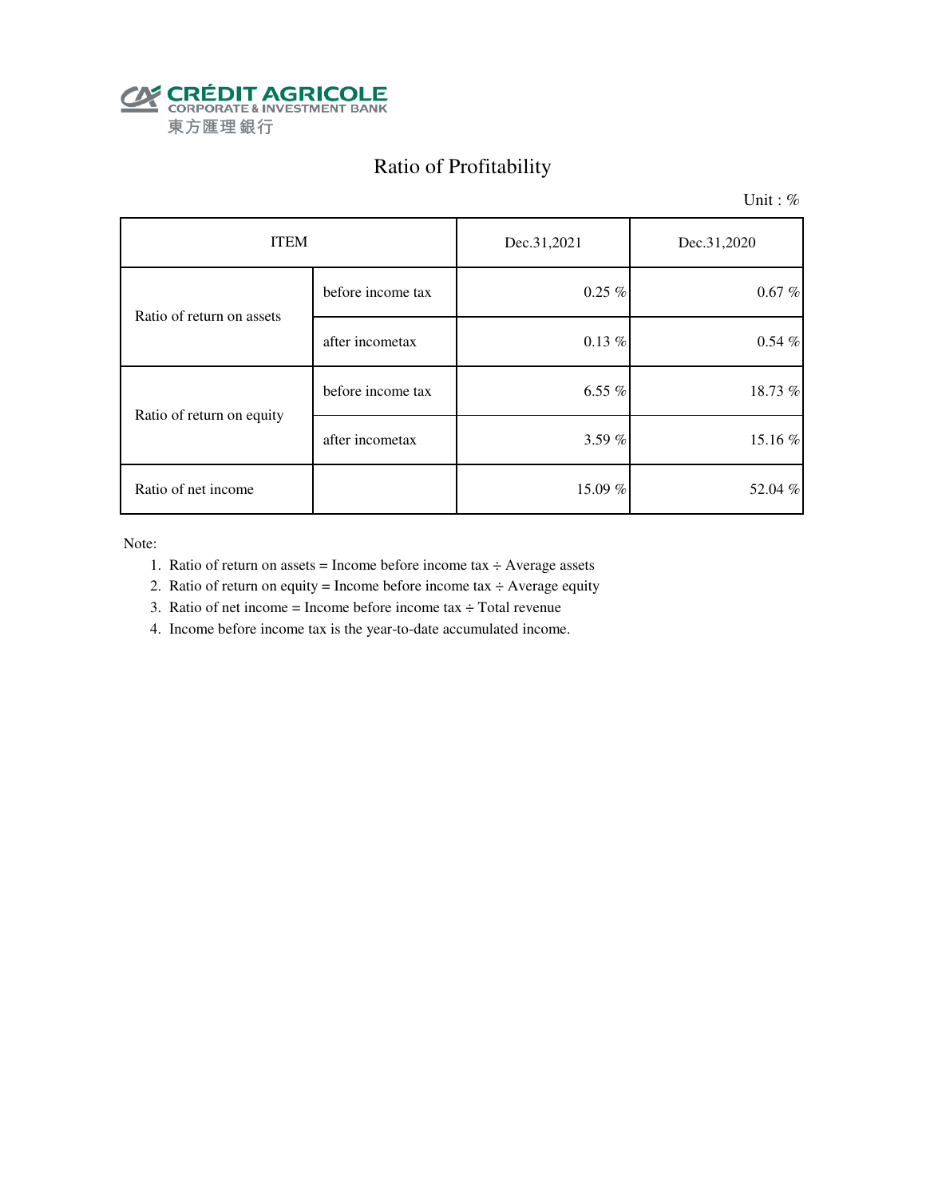CRÉDIT AGRICOLE
CORPORATE & INVESTMENT BANK
東方匯理銀行

# Ratio of Profitability

Unit : %

| ITEM | | Dec.31,2021 | Dec.31,2020 |
|---|---|---|---|
| Ratio of return on assets | before income tax | 0.25 % | 0.67 % |
| | after incometax | 0.13 % | 0.54 % |
| Ratio of return on equity | before income tax | 6.55 % | 18.73 % |
| | after incometax | 3.59 % | 15.16 % |
| Ratio of net income | | 15.09 % | 52.04 % |

Note:

1. Ratio of return on assets = Income before income tax ÷ Average assets
2. Ratio of return on equity = Income before income tax ÷ Average equity
3. Ratio of net income = Income before income tax ÷ Total revenue
4. Income before income tax is the year-to-date accumulated income.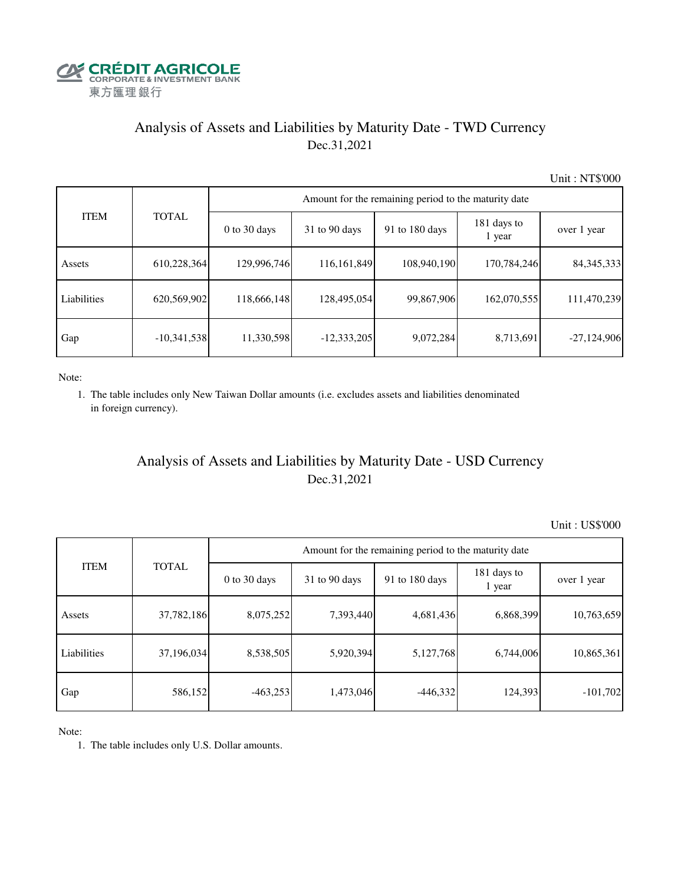CRÉDIT AGRICOLE
CORPORATE & INVESTMENT BANK
東方匯理銀行

## Analysis of Assets and Liabilities by Maturity Date - TWD Currency
Dec.31,2021

Unit : NT$'000

| ITEM | TOTAL | Amount for the remaining period to the maturity date | | | | |
|---|---|---|---|---|---|---|
| | | 0 to 30 days | 31 to 90 days | 91 to 180 days | 181 days to 1 year | over 1 year |
| Assets | 610,228,364 | 129,996,746 | 116,161,849 | 108,940,190 | 170,784,246 | 84,345,333 |
| Liabilities | 620,569,902 | 118,666,148 | 128,495,054 | 99,867,906 | 162,070,555 | 111,470,239 |
| Gap | -10,341,538 | 11,330,598 | -12,333,205 | 9,072,284 | 8,713,691 | -27,124,906 |

Note:
1. The table includes only New Taiwan Dollar amounts (i.e. excludes assets and liabilities denominated in foreign currency).

## Analysis of Assets and Liabilities by Maturity Date - USD Currency
Dec.31,2021

Unit : US$'000

| ITEM | TOTAL | Amount for the remaining period to the maturity date | | | | |
|---|---|---|---|---|---|---|
| | | 0 to 30 days | 31 to 90 days | 91 to 180 days | 181 days to 1 year | over 1 year |
| Assets | 37,782,186 | 8,075,252 | 7,393,440 | 4,681,436 | 6,868,399 | 10,763,659 |
| Liabilities | 37,196,034 | 8,538,505 | 5,920,394 | 5,127,768 | 6,744,006 | 10,865,361 |
| Gap | 586,152 | -463,253 | 1,473,046 | -446,332 | 124,393 | -101,702 |

Note:
1. The table includes only U.S. Dollar amounts.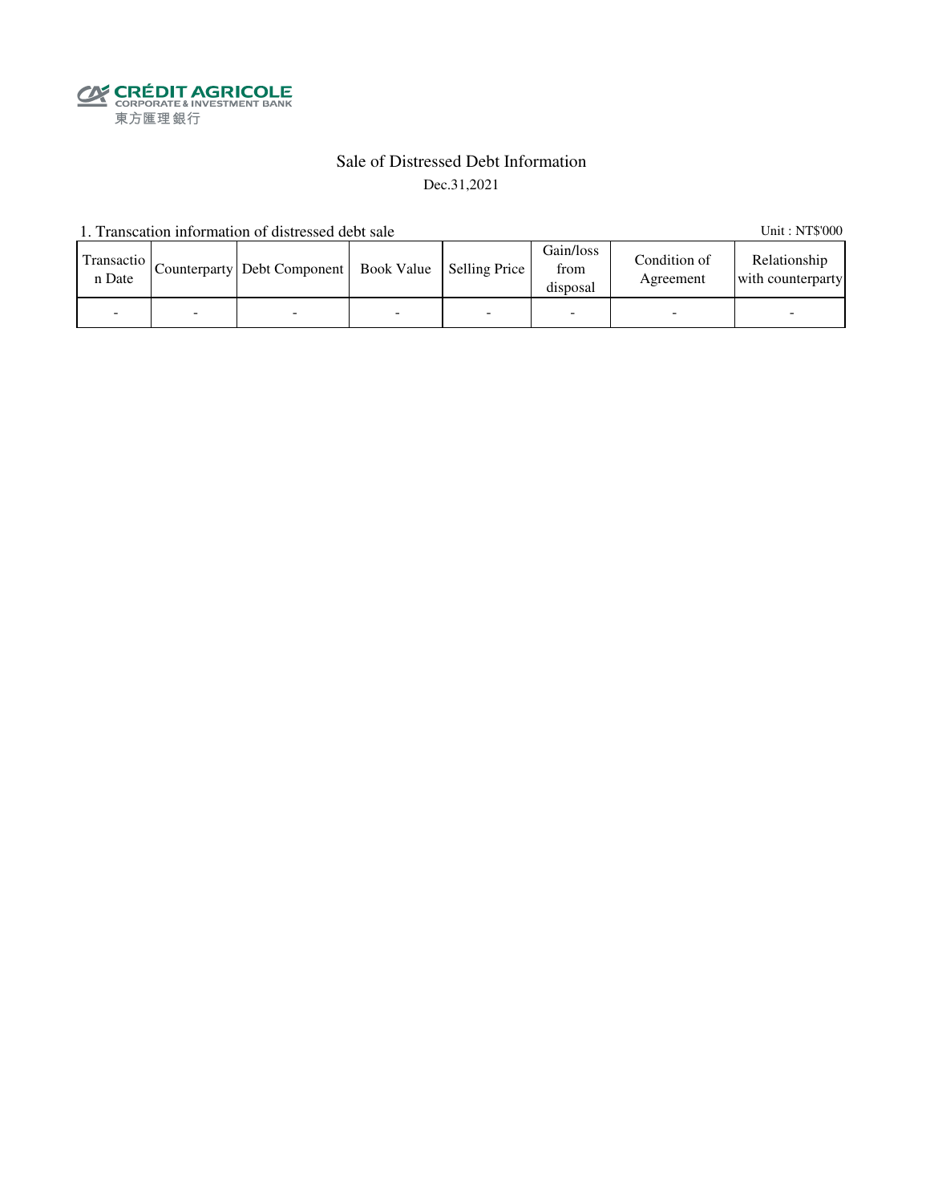CRÉDIT AGRICOLE
CORPORATE & INVESTMENT BANK
東方匯理銀行

# Sale of Distressed Debt Information

Dec.31,2021

1. Transcation information of distressed debt sale

Unit : NT$'000

| Transaction Date | Counterparty | Debt Component | Book Value | Selling Price | Gain/loss from disposal | Condition of Agreement | Relationship with counterparty |
|---|---|---|---|---|---|---|---|
| - | - | - | - | - | - | - | - |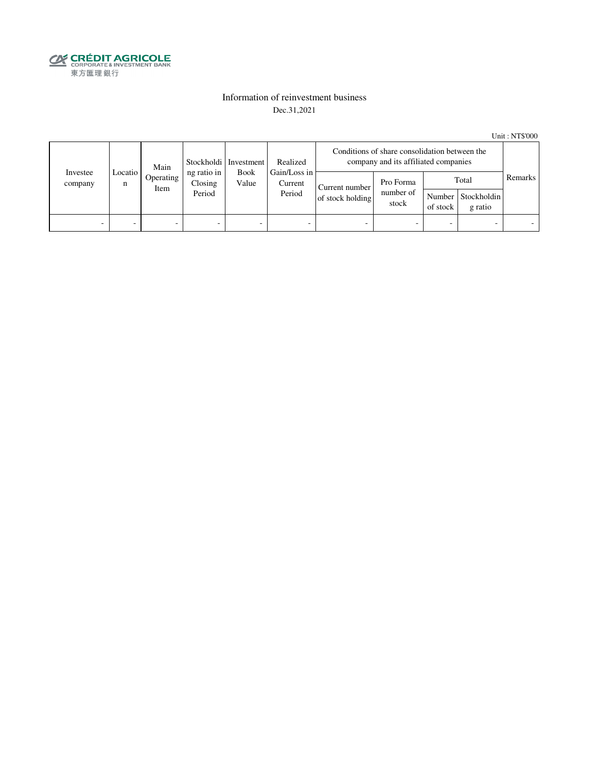CRÉDIT AGRICOLE
CORPORATE & INVESTMENT BANK
東方匯理銀行

## Information of reinvestment business

Dec.31,2021

Unit : NT$'000

| Investee company | Location | Main Operating Item | Stockholding ratio in Closing Period | Investment Book Value | Realized Gain/Loss in Current Period | Conditions of share consolidation between the company and its affiliated companies | | | | Remarks |
|---|---|---|---|---|---|---|---|---|---|---|
| | | | | | | Current number of stock holding | Pro Forma number of stock | Total | | |
| | | | | | | | | Number of stock | Stockholding ratio | |
| - | - | - | - | - | - | - | - | - | - | - |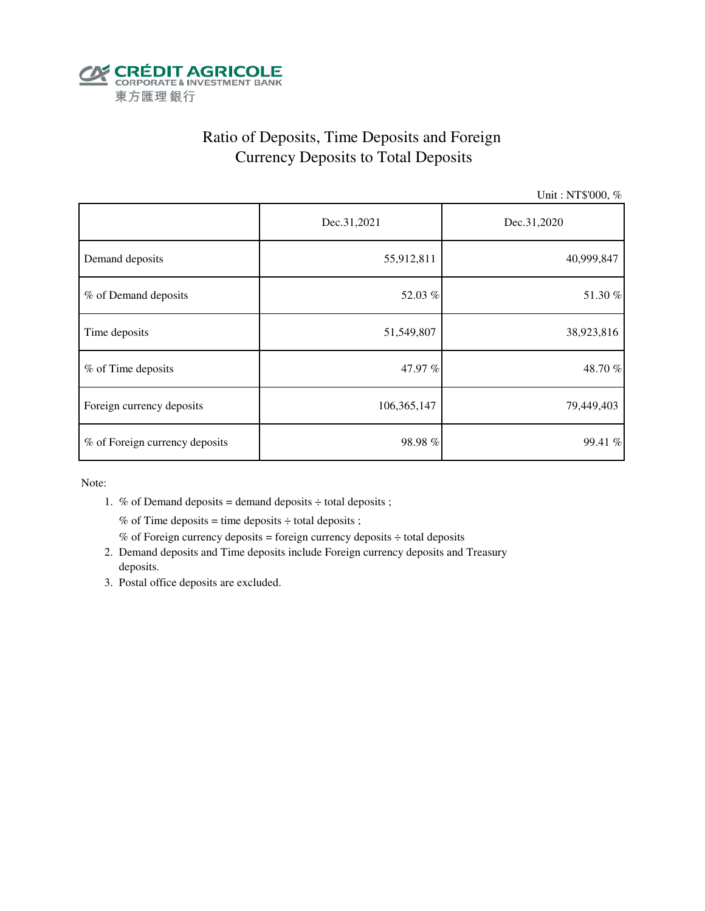CRÉDIT AGRICOLE
CORPORATE & INVESTMENT BANK
東方匯理銀行

# Ratio of Deposits, Time Deposits and Foreign Currency Deposits to Total Deposits

Unit : NT$'000, %

| | Dec.31,2021 | Dec.31,2020 |
|---|---|---|
| Demand deposits | 55,912,811 | 40,999,847 |
| % of Demand deposits | 52.03 % | 51.30 % |
| Time deposits | 51,549,807 | 38,923,816 |
| % of Time deposits | 47.97 % | 48.70 % |
| Foreign currency deposits | 106,365,147 | 79,449,403 |
| % of Foreign currency deposits | 98.98 % | 99.41 % |

Note:

1. % of Demand deposits = demand deposits ÷ total deposits ;
   % of Time deposits = time deposits ÷ total deposits ;
   % of Foreign currency deposits = foreign currency deposits ÷ total deposits
2. Demand deposits and Time deposits include Foreign currency deposits and Treasury deposits.
3. Postal office deposits are excluded.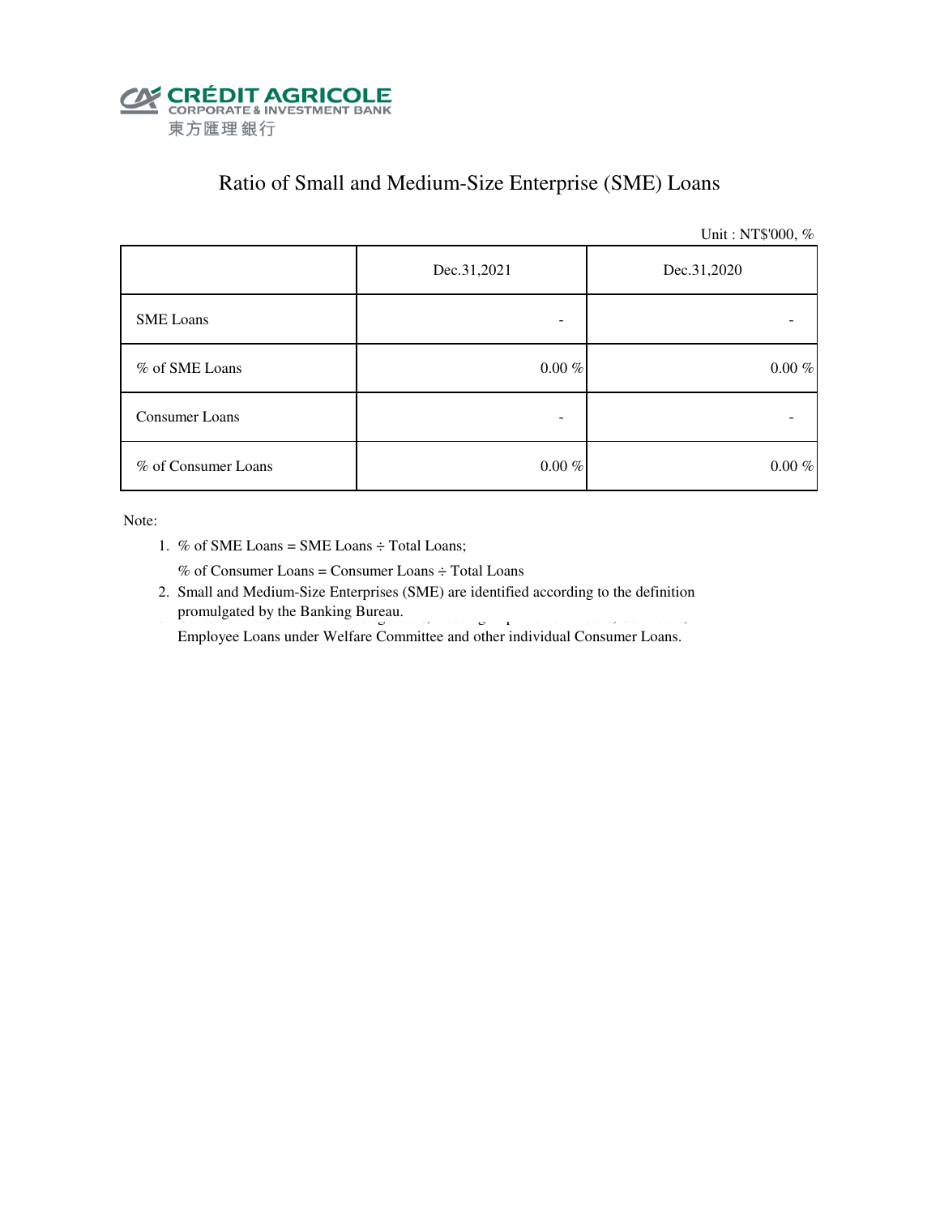CRÉDIT AGRICOLE
CORPORATE & INVESTMENT BANK
東方匯理銀行

# Ratio of Small and Medium-Size Enterprise (SME) Loans

Unit : NT$'000, %

| | Dec.31,2021 | Dec.31,2020 |
|---|---|---|
| SME Loans | - | - |
| % of SME Loans | 0.00 % | 0.00 % |
| Consumer Loans | - | - |
| % of Consumer Loans | 0.00 % | 0.00 % |

Note:

1. % of SME Loans = SME Loans ÷ Total Loans;

   % of Consumer Loans = Consumer Loans ÷ Total Loans

2. Small and Medium-Size Enterprises (SME) are identified according to the definition promulgated by the Banking Bureau.

   Employee Loans under Welfare Committee and other individual Consumer Loans.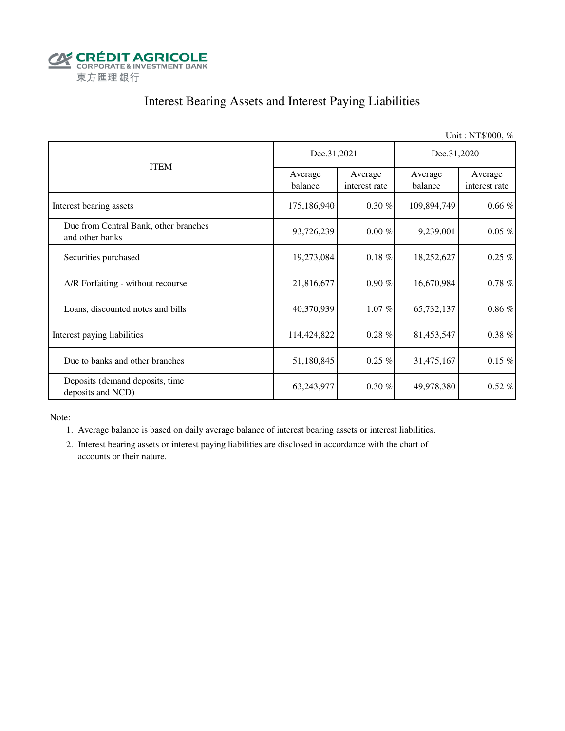CRÉDIT AGRICOLE
CORPORATE & INVESTMENT BANK
東方匯理銀行

# Interest Bearing Assets and Interest Paying Liabilities

Unit : NT$'000, %

| ITEM | Dec.31,2021 | | Dec.31,2020 | |
|---|---|---|---|---|
| | Average balance | Average interest rate | Average balance | Average interest rate |
| Interest bearing assets | 175,186,940 | 0.30 % | 109,894,749 | 0.66 % |
| Due from Central Bank, other branches and other banks | 93,726,239 | 0.00 % | 9,239,001 | 0.05 % |
| Securities purchased | 19,273,084 | 0.18 % | 18,252,627 | 0.25 % |
| A/R Forfaiting - without recourse | 21,816,677 | 0.90 % | 16,670,984 | 0.78 % |
| Loans, discounted notes and bills | 40,370,939 | 1.07 % | 65,732,137 | 0.86 % |
| Interest paying liabilities | 114,424,822 | 0.28 % | 81,453,547 | 0.38 % |
| Due to banks and other branches | 51,180,845 | 0.25 % | 31,475,167 | 0.15 % |
| Deposits (demand deposits, time deposits and NCD) | 63,243,977 | 0.30 % | 49,978,380 | 0.52 % |

Note:

1. Average balance is based on daily average balance of interest bearing assets or interest liabilities.
2. Interest bearing assets or interest paying liabilities are disclosed in accordance with the chart of accounts or their nature.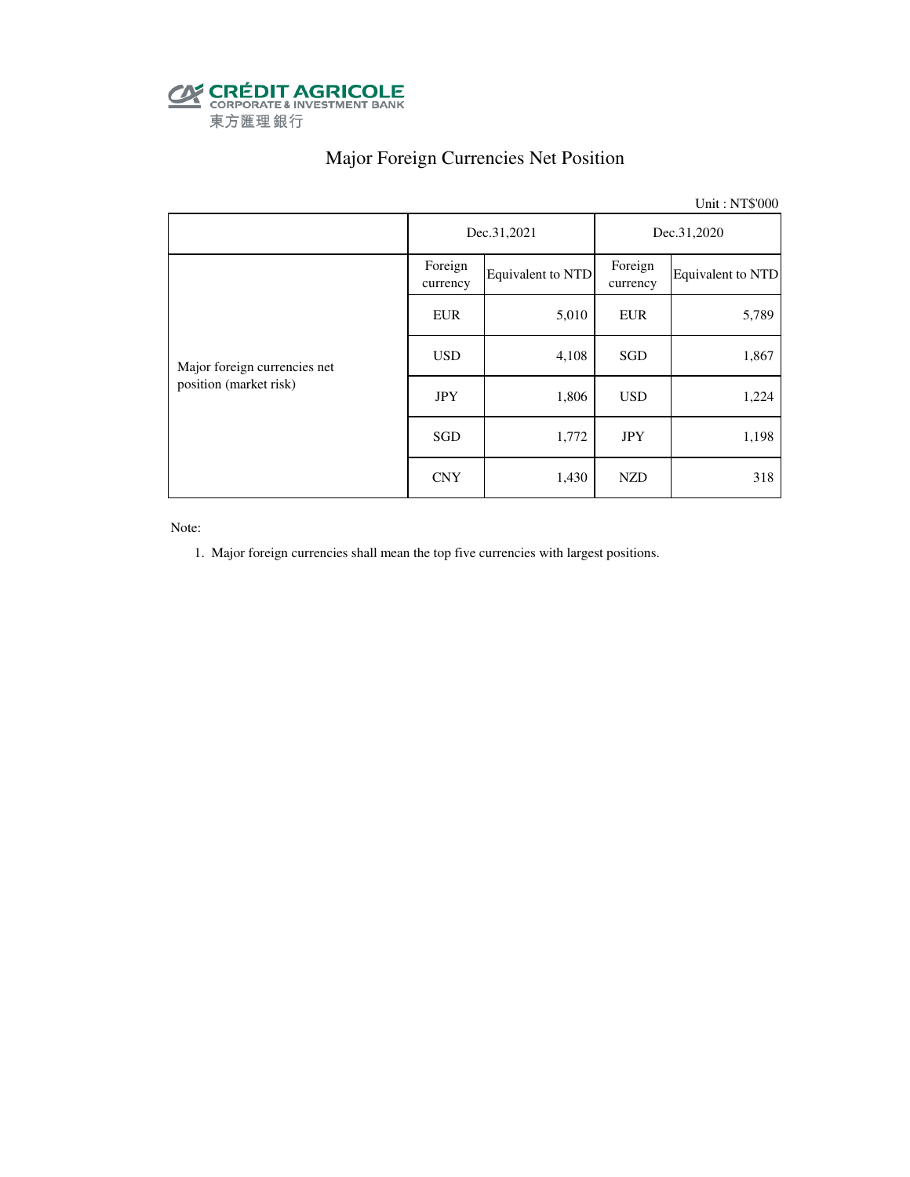CRÉDIT AGRICOLE
CORPORATE & INVESTMENT BANK
東方匯理銀行

# Major Foreign Currencies Net Position

Unit : NT$'000

| | Dec.31,2021 | | Dec.31,2020 | |
|---|---|---|---|---|
| | Foreign currency | Equivalent to NTD | Foreign currency | Equivalent to NTD |
| Major foreign currencies net position (market risk) | EUR | 5,010 | EUR | 5,789 |
| | USD | 4,108 | SGD | 1,867 |
| | JPY | 1,806 | USD | 1,224 |
| | SGD | 1,772 | JPY | 1,198 |
| | CNY | 1,430 | NZD | 318 |

Note:

1. Major foreign currencies shall mean the top five currencies with largest positions.